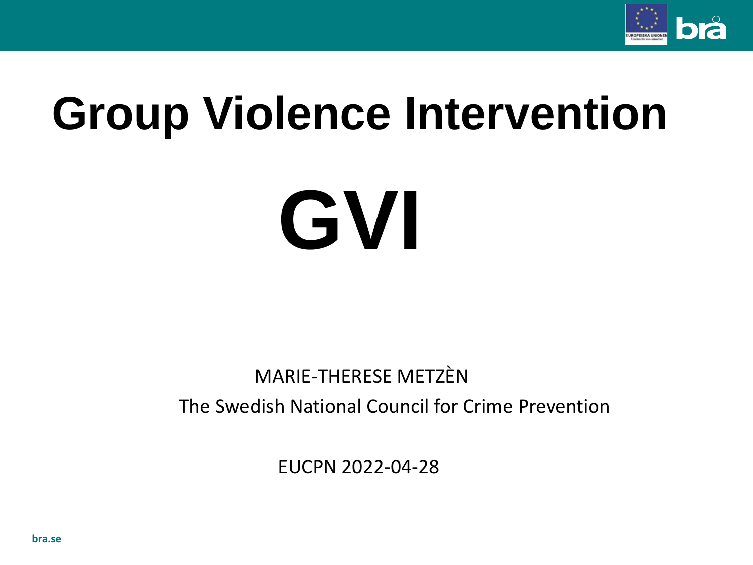# Group Violence Intervention

# GVI

MARIE-THERESE METZÈN

The Swedish National Council for Crime Prevention

EUCPN 2022-04-28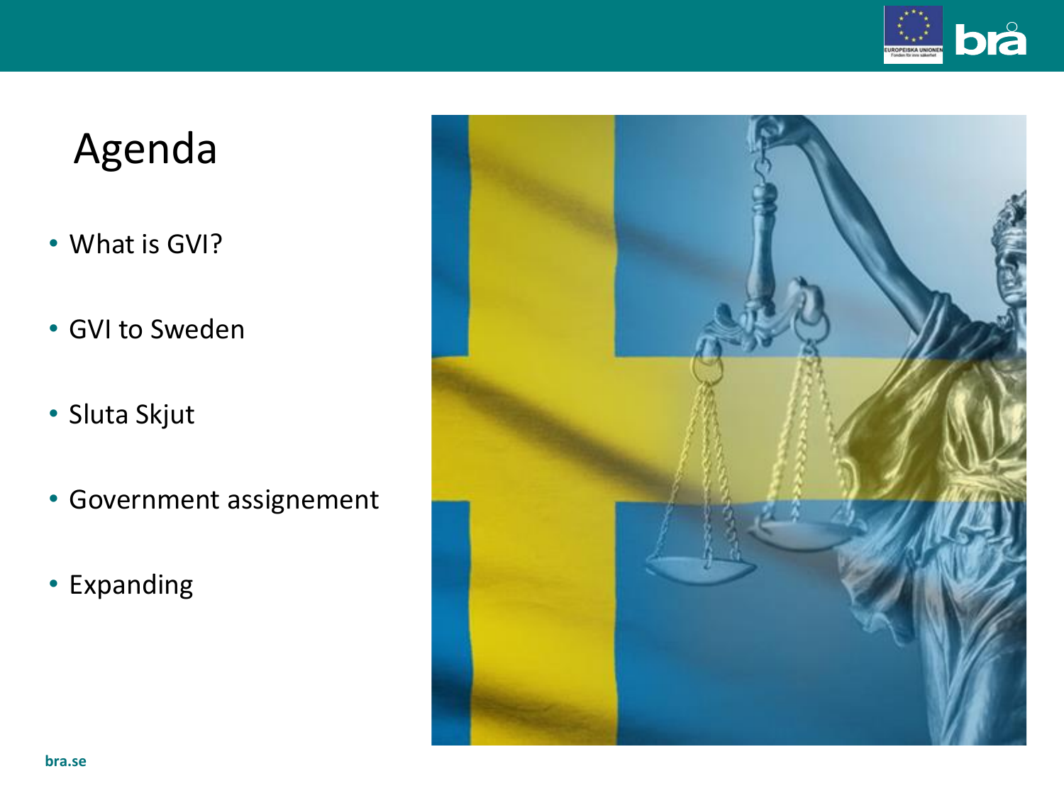# Agenda

- What is GVI?
- GVI to Sweden
- Sluta Skjut
- Government assignement
- Expanding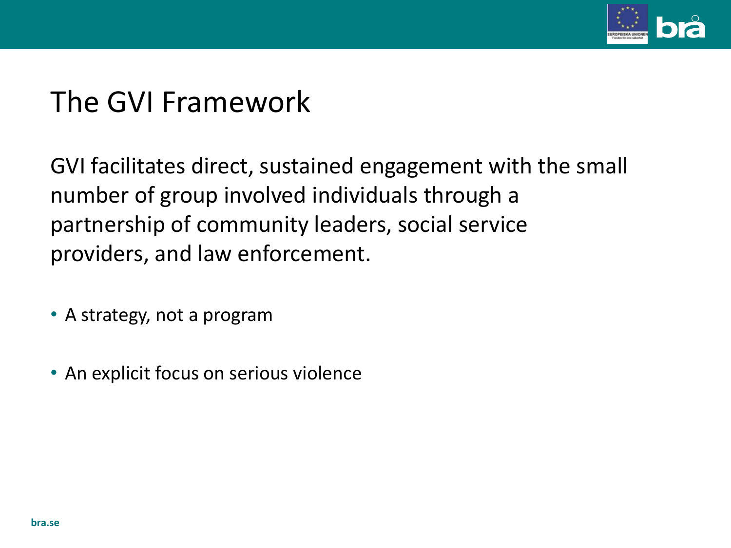# The GVI Framework

GVI facilitates direct, sustained engagement with the small number of group involved individuals through a partnership of community leaders, social service providers, and law enforcement.

- A strategy, not a program
- An explicit focus on serious violence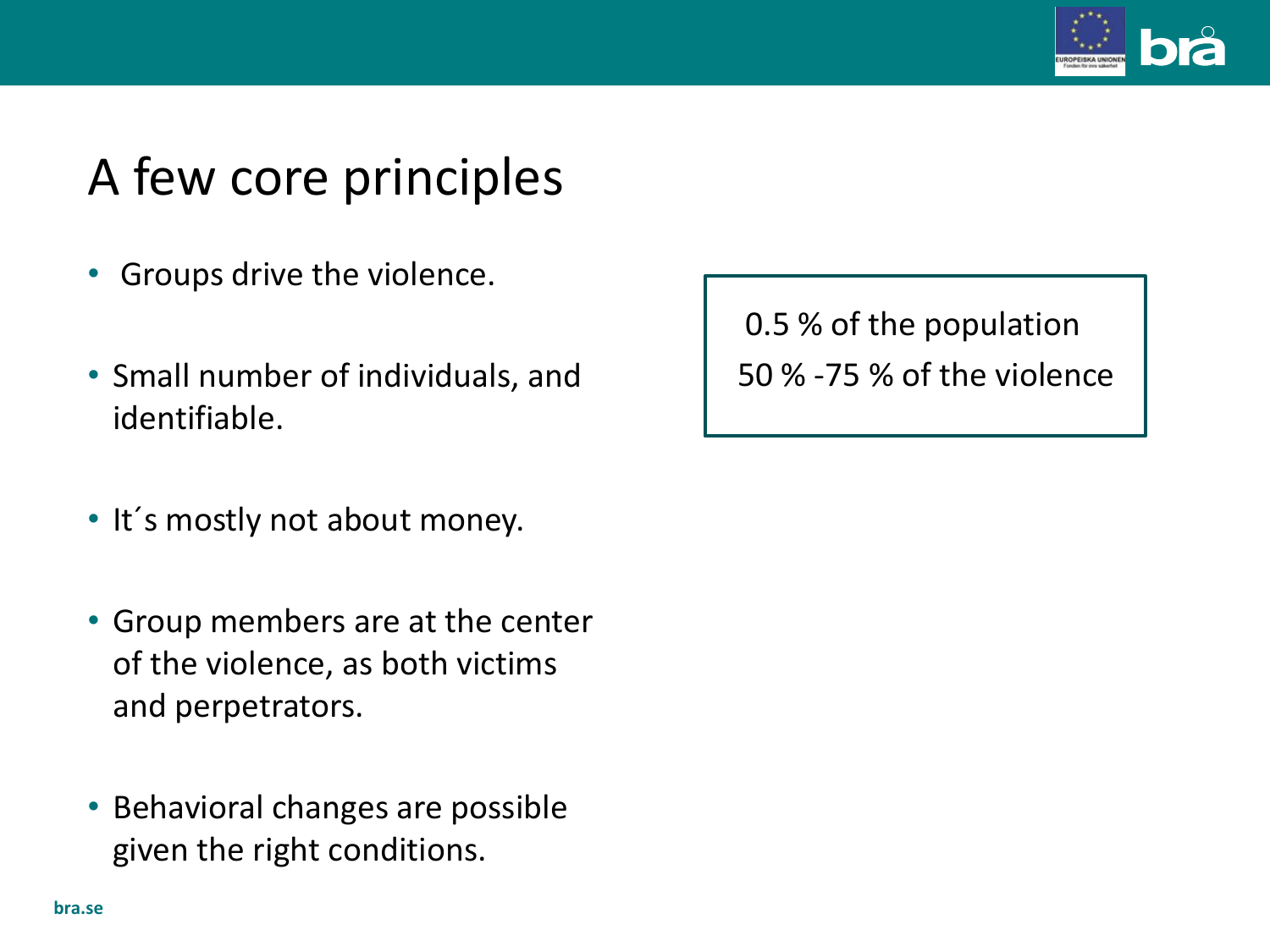# A few core principles

- Groups drive the violence.
- Small number of individuals, and identifiable.
- It´s mostly not about money.
- Group members are at the center of the violence, as both victims and perpetrators.
- Behavioral changes are possible given the right conditions.

0.5 % of the population
50 % -75 % of the violence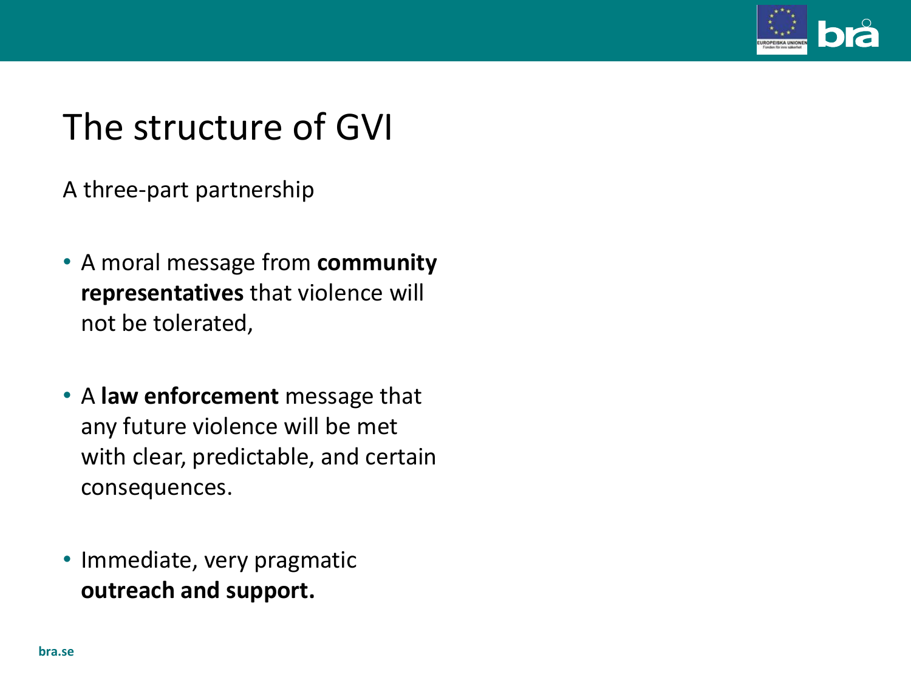# The structure of GVI

A three-part partnership

- A moral message from **community representatives** that violence will not be tolerated,
- A **law enforcement** message that any future violence will be met with clear, predictable, and certain consequences.
- Immediate, very pragmatic **outreach and support.**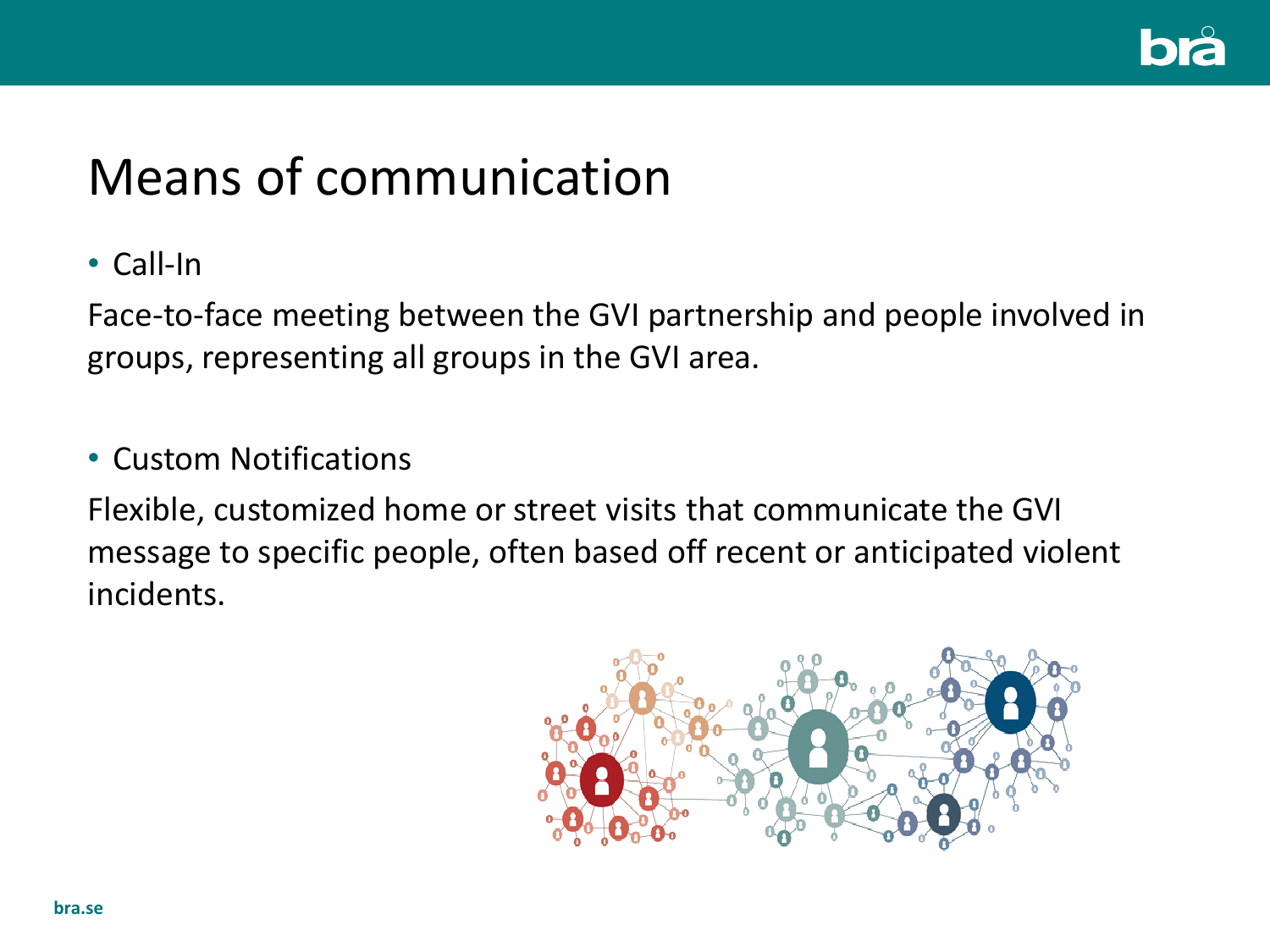# Means of communication

- Call-In

Face-to-face meeting between the GVI partnership and people involved in groups, representing all groups in the GVI area.

- Custom Notifications

Flexible, customized home or street visits that communicate the GVI message to specific people, often based off recent or anticipated violent incidents.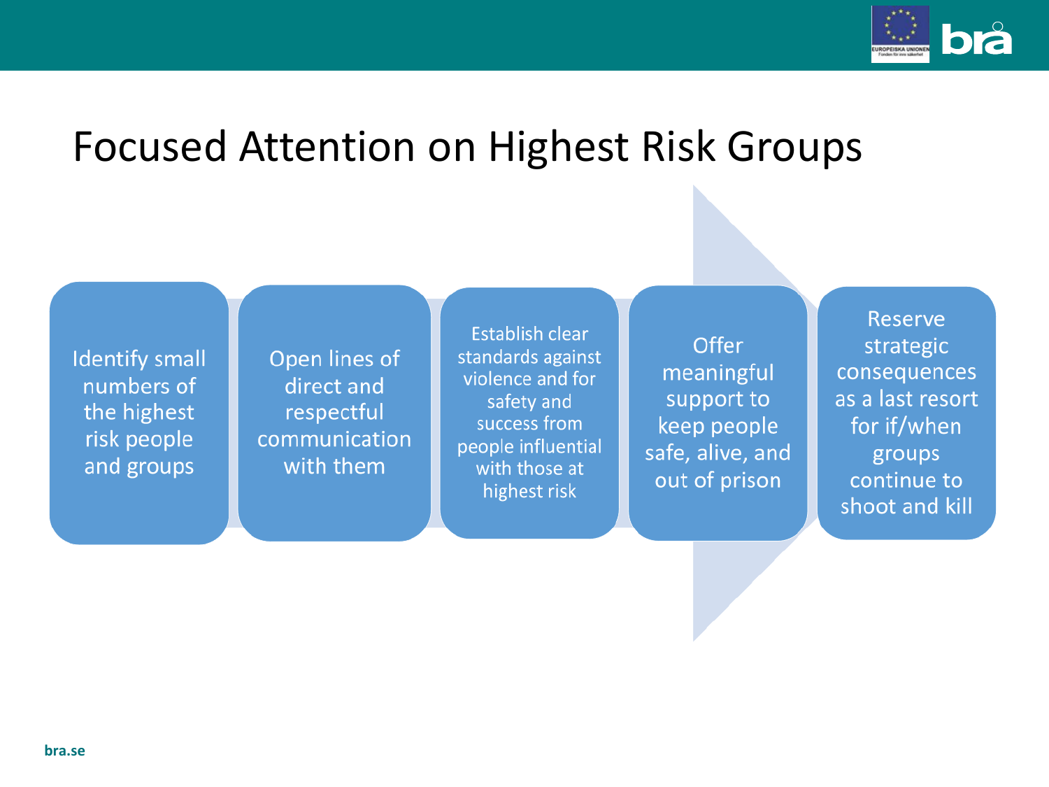# Focused Attention on Highest Risk Groups

1. Identify small numbers of the highest risk people and groups
2. Open lines of direct and respectful communication with them
3. Establish clear standards against violence and for safety and success from people influential with those at highest risk
4. Offer meaningful support to keep people safe, alive, and out of prison
5. Reserve strategic consequences as a last resort for if/when groups continue to shoot and kill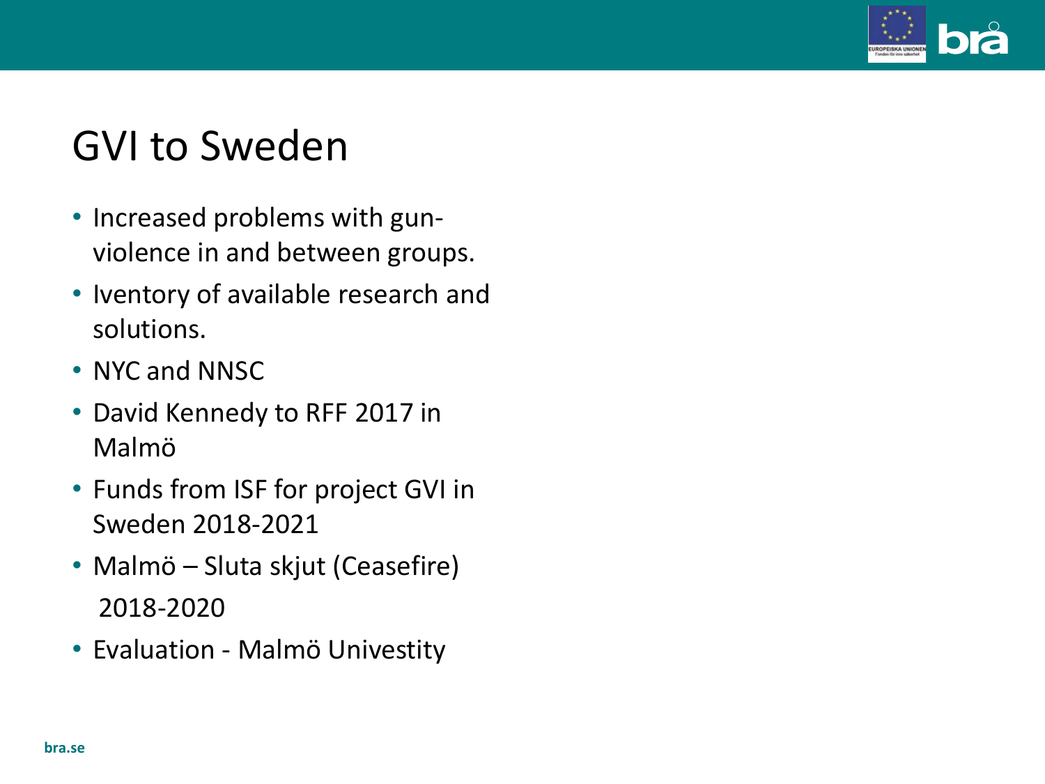# GVI to Sweden

- Increased problems with gun-violence in and between groups.
- Iventory of available research and solutions.
- NYC and NNSC
- David Kennedy to RFF 2017 in Malmö
- Funds from ISF for project GVI in Sweden 2018-2021
- Malmö – Sluta skjut (Ceasefire) 2018-2020
- Evaluation - Malmö Univestity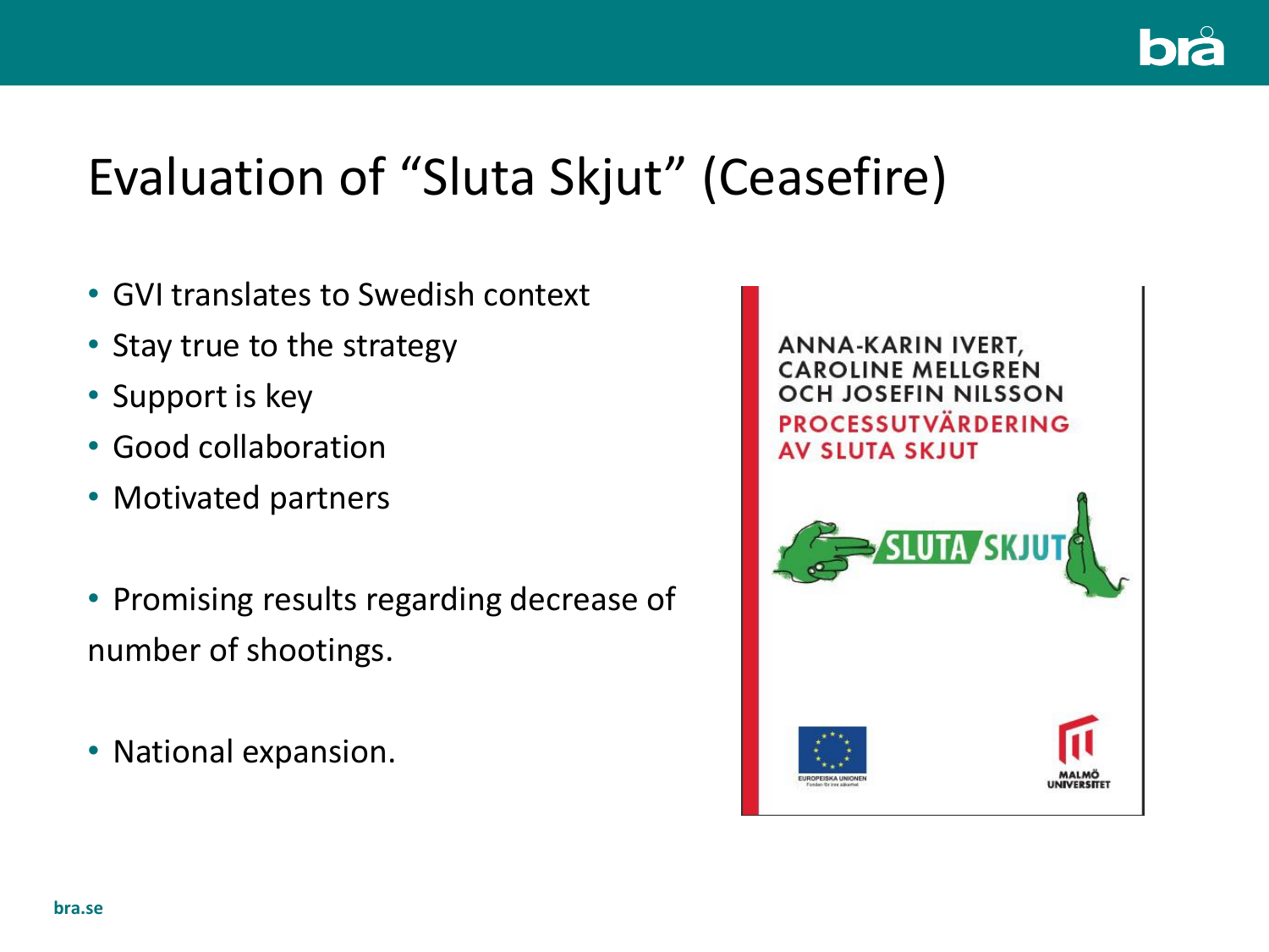# Evaluation of "Sluta Skjut" (Ceasefire)

- GVI translates to Swedish context
- Stay true to the strategy
- Support is key
- Good collaboration
- Motivated partners

- Promising results regarding decrease of number of shootings.

- National expansion.

ANNA-KARIN IVERT, CAROLINE MELLGREN OCH JOSEFIN NILSSON

PROCESSUTVÄRDERING AV SLUTA SKJUT

SLUTA SKJUT

EUROPEISKA UNIONEN

MALMÖ UNIVERSITET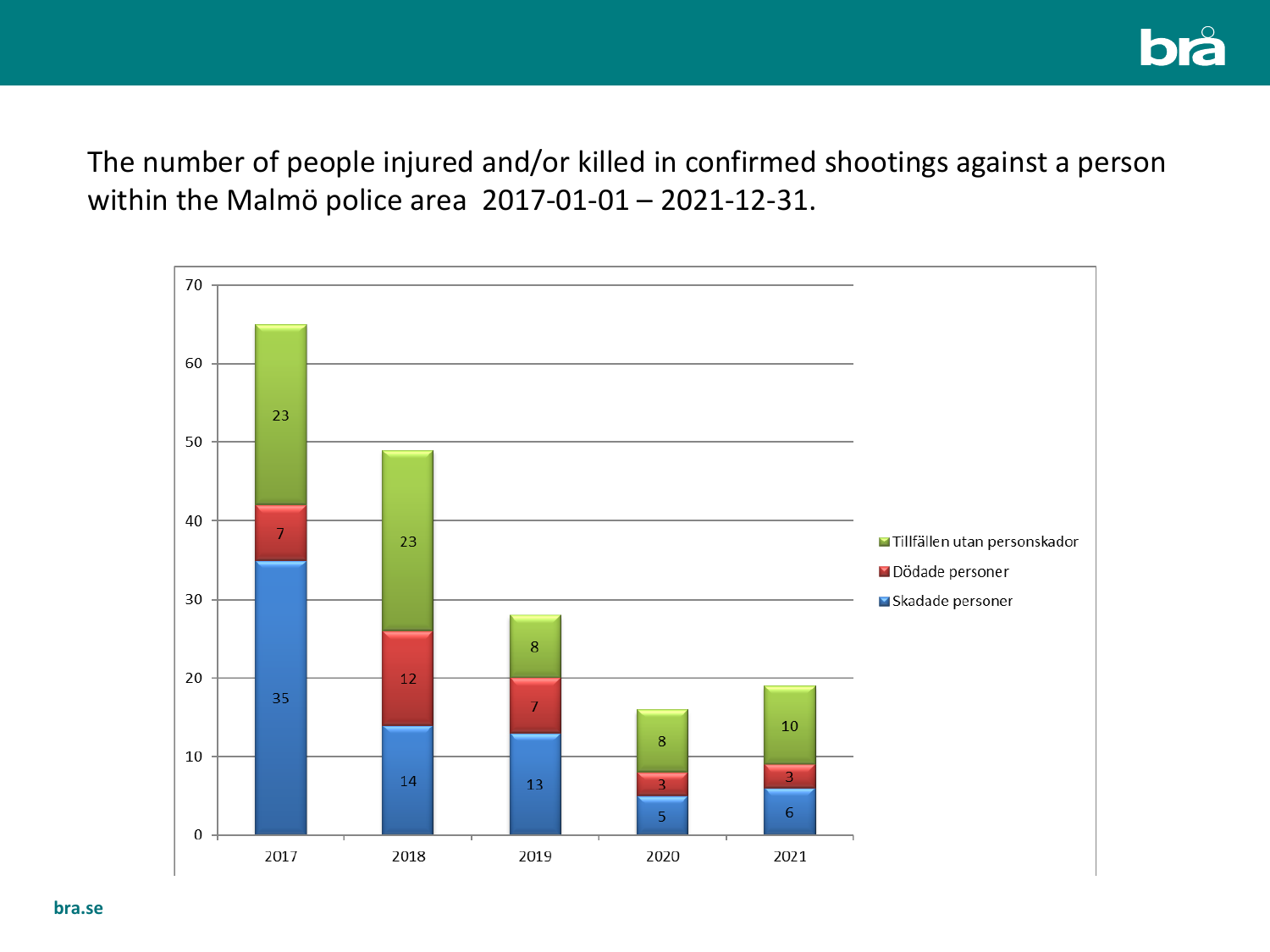The number of people injured and/or killed in confirmed shootings against a person within the Malmö police area 2017-01-01 – 2021-12-31.

| | 2017 | 2018 | 2019 | 2020 | 2021 |
|---|---|---|---|---|---|
| Tillfällen utan personskador | 23 | 23 | 8 | 8 | 10 |
| Dödade personer | 7 | 12 | 7 | 3 | 3 |
| Skadade personer | 35 | 14 | 13 | 5 | 6 |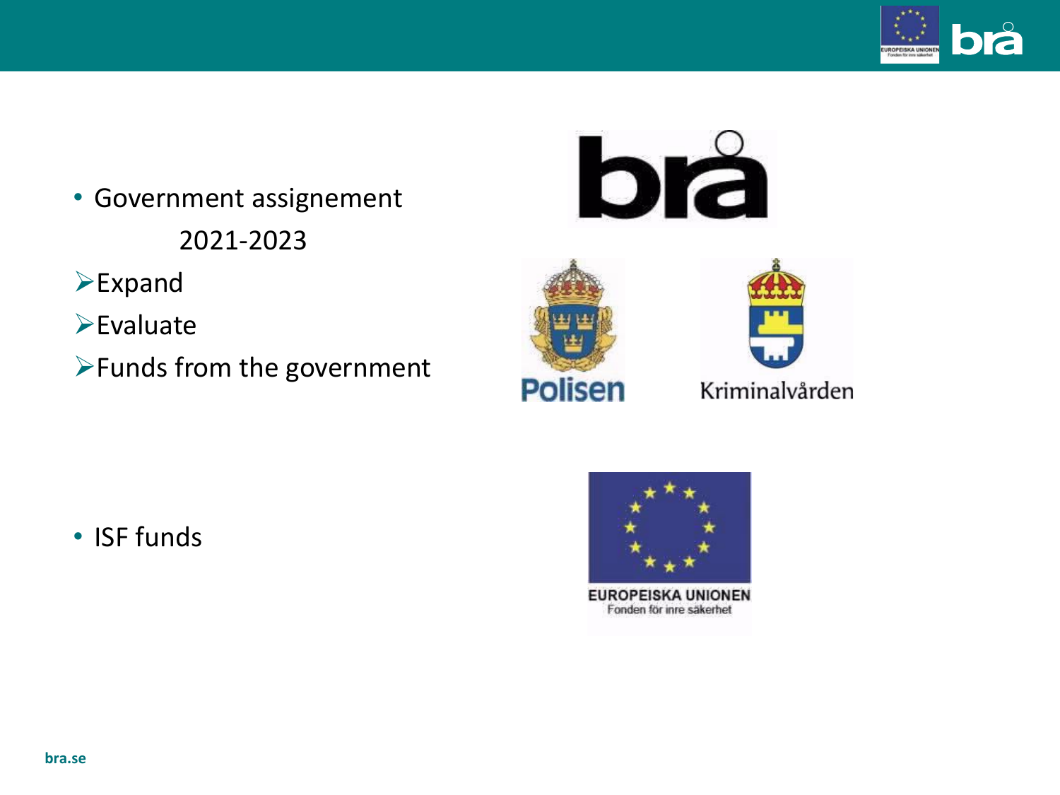- Government assignement
  2021-2023
  - Expand
  - Evaluate
  - Funds from the government

- ISF funds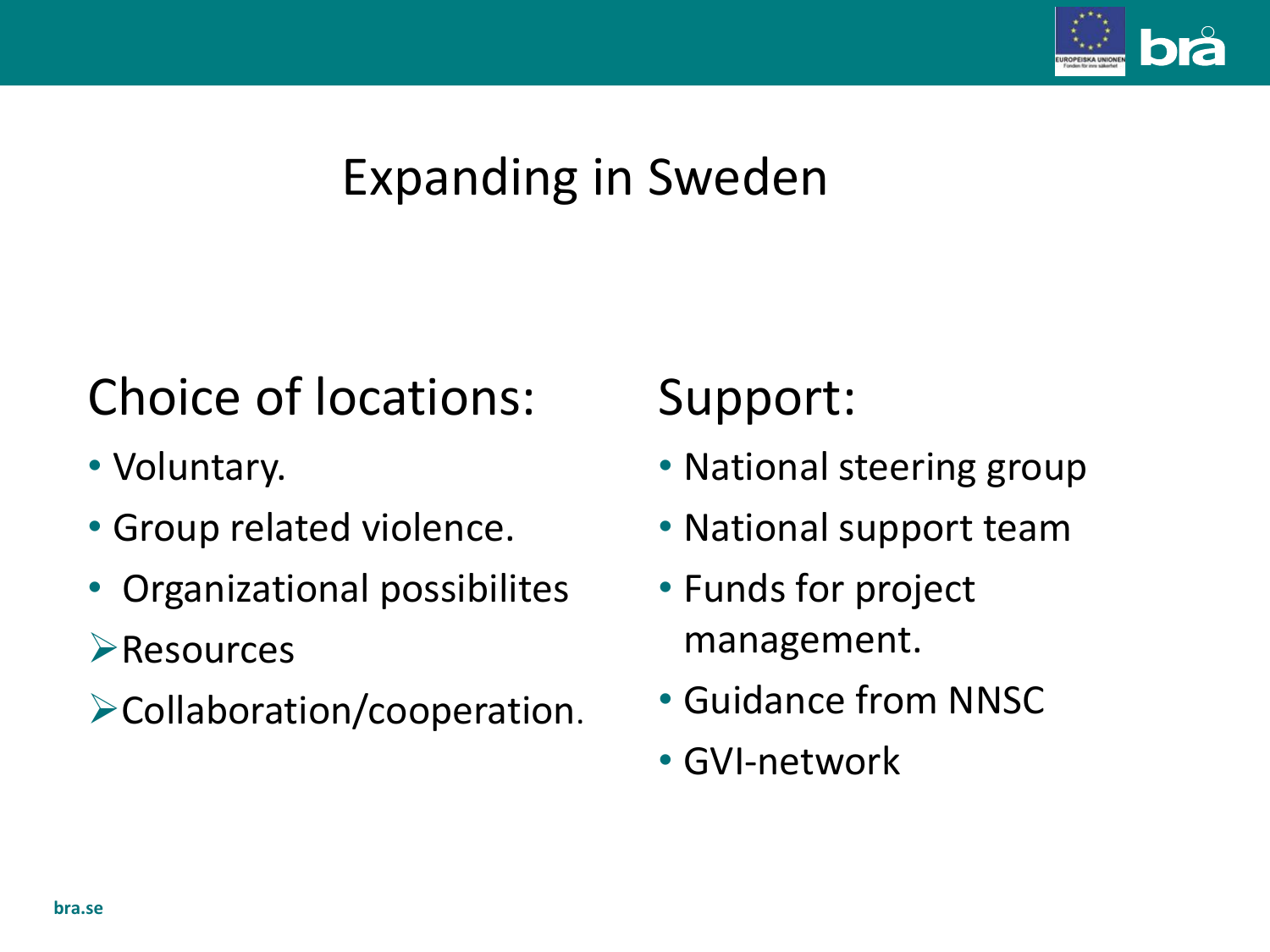# Expanding in Sweden

## Choice of locations:

- Voluntary.
- Group related violence.
- Organizational possibilites
  - Resources
  - Collaboration/cooperation.

## Support:

- National steering group
- National support team
- Funds for project management.
- Guidance from NNSC
- GVI-network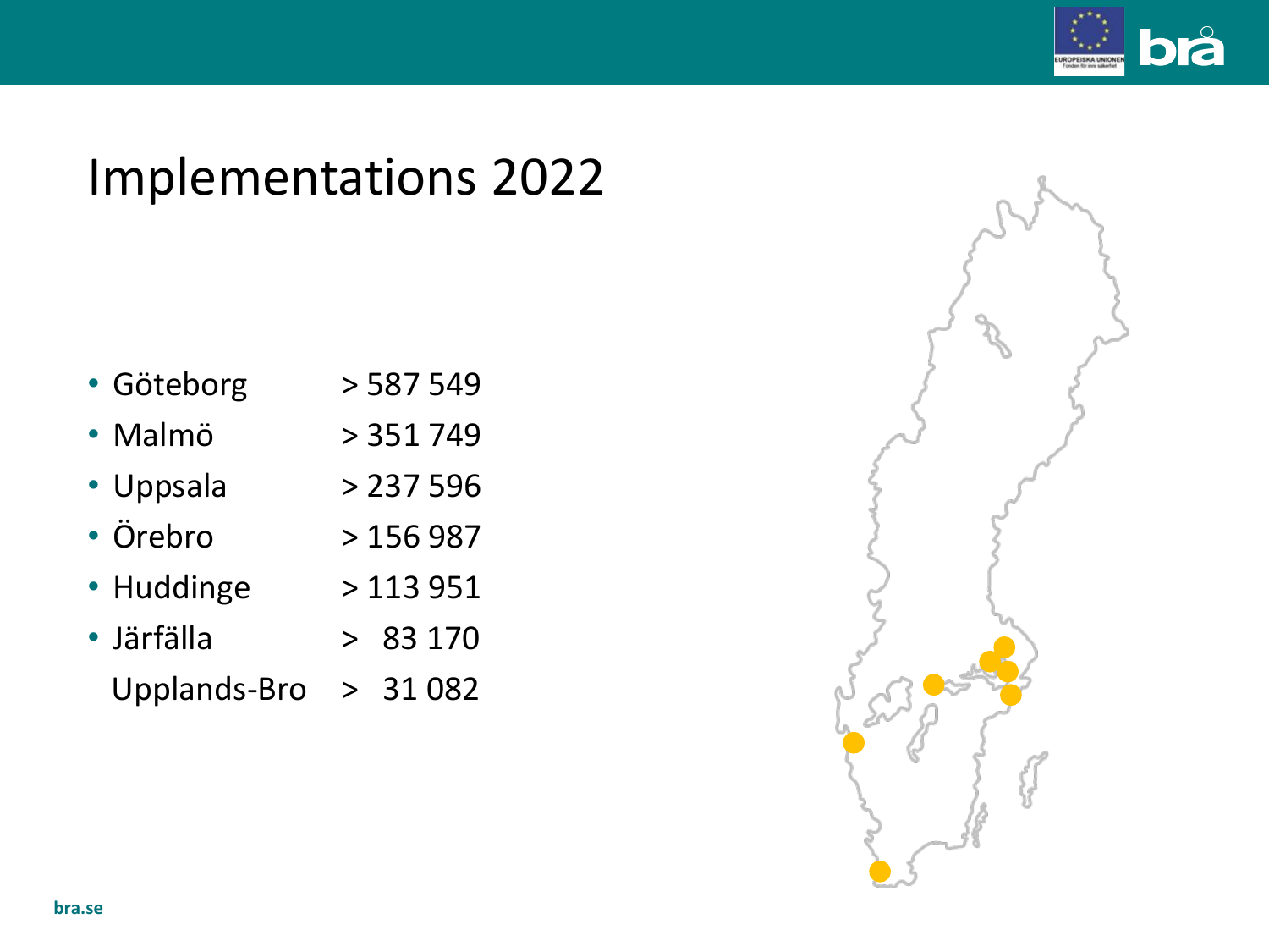# Implementations 2022

- Göteborg > 587 549
- Malmö > 351 749
- Uppsala > 237 596
- Örebro > 156 987
- Huddinge > 113 951
- Järfälla > 83 170

  Upplands-Bro > 31 082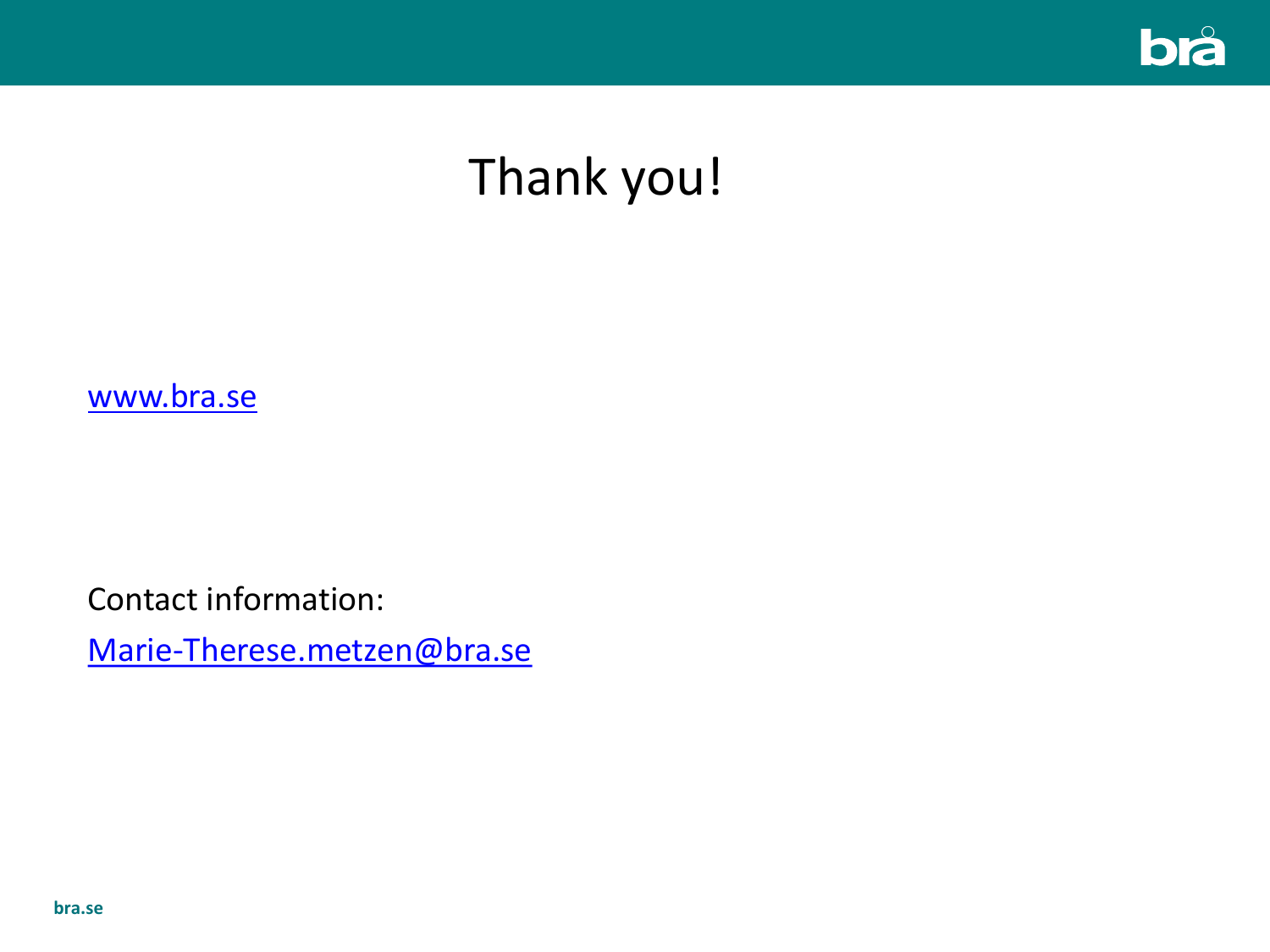# Thank you!

www.bra.se

Contact information:

Marie-Therese.metzen@bra.se